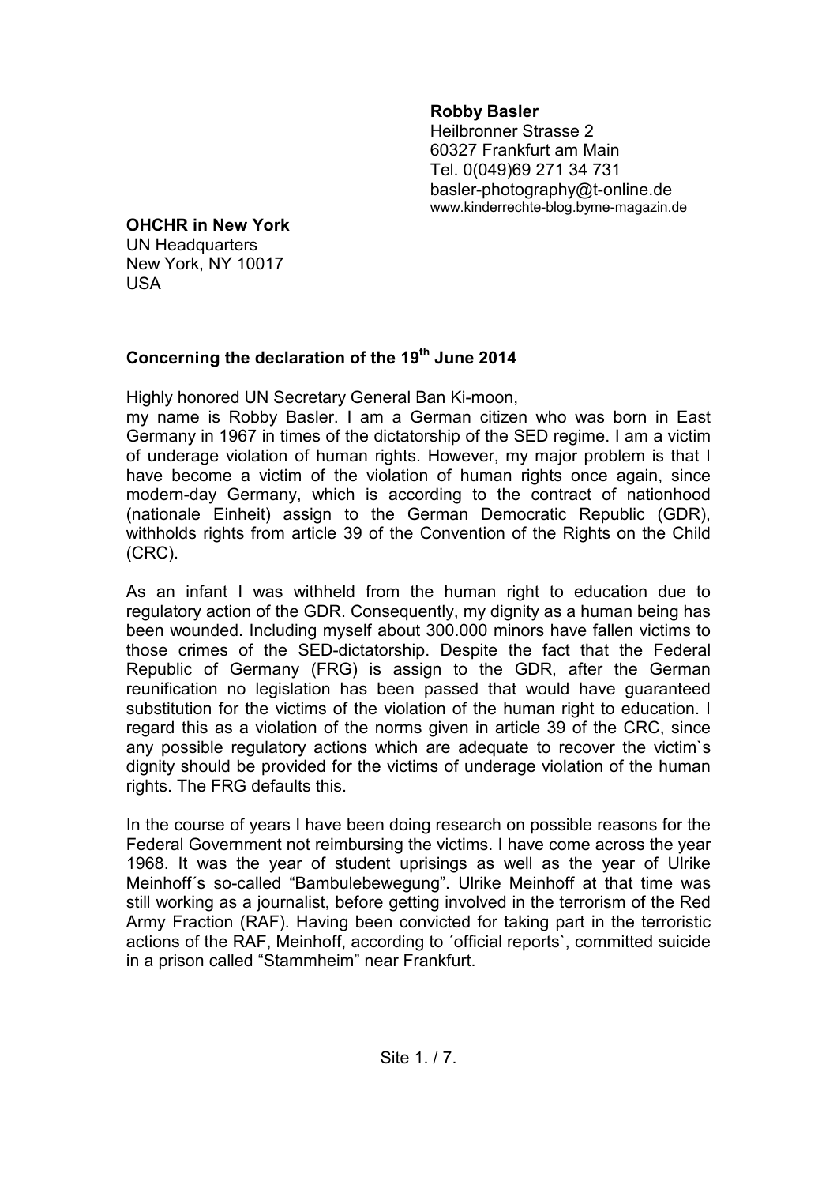**Robby Basler**
Heilbronner Strasse 2
60327 Frankfurt am Main
Tel. 0(049)69 271 34 731
basler-photography@t-online.de
www.kinderrechte-blog.byme-magazin.de

**OHCHR in New York**
UN Headquarters
New York, NY 10017
USA

**Concerning the declaration of the 19th June 2014**

Highly honored UN Secretary General Ban Ki-moon,
my name is Robby Basler. I am a German citizen who was born in East Germany in 1967 in times of the dictatorship of the SED regime. I am a victim of underage violation of human rights. However, my major problem is that I have become a victim of the violation of human rights once again, since modern-day Germany, which is according to the contract of nationhood (nationale Einheit) assign to the German Democratic Republic (GDR), withholds rights from article 39 of the Convention of the Rights on the Child (CRC).

As an infant I was withheld from the human right to education due to regulatory action of the GDR. Consequently, my dignity as a human being has been wounded. Including myself about 300.000 minors have fallen victims to those crimes of the SED-dictatorship. Despite the fact that the Federal Republic of Germany (FRG) is assign to the GDR, after the German reunification no legislation has been passed that would have guaranteed substitution for the victims of the violation of the human right to education. I regard this as a violation of the norms given in article 39 of the CRC, since any possible regulatory actions which are adequate to recover the victim`s dignity should be provided for the victims of underage violation of the human rights. The FRG defaults this.

In the course of years I have been doing research on possible reasons for the Federal Government not reimbursing the victims. I have come across the year 1968. It was the year of student uprisings as well as the year of Ulrike Meinhoff´s so-called "Bambulebewegung". Ulrike Meinhoff at that time was still working as a journalist, before getting involved in the terrorism of the Red Army Fraction (RAF). Having been convicted for taking part in the terroristic actions of the RAF, Meinhoff, according to ´official reports`, committed suicide in a prison called "Stammheim" near Frankfurt.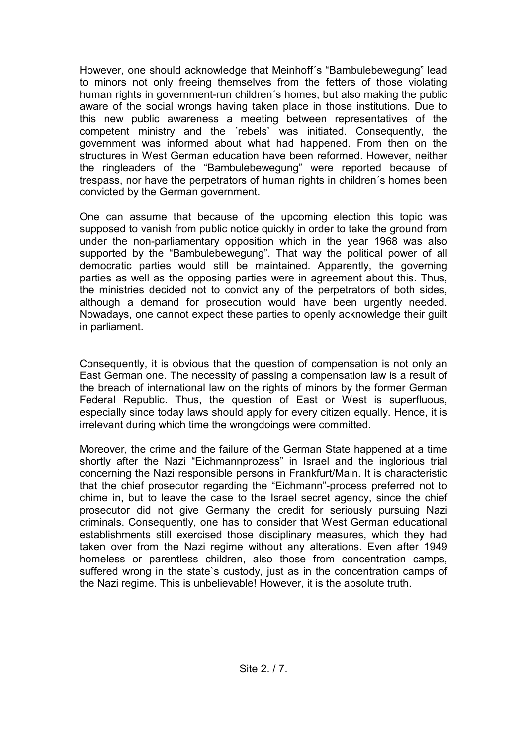However, one should acknowledge that Meinhoff´s “Bambulebewegung” lead to minors not only freeing themselves from the fetters of those violating human rights in government-run children´s homes, but also making the public aware of the social wrongs having taken place in those institutions. Due to this new public awareness a meeting between representatives of the competent ministry and the ´rebels` was initiated. Consequently, the government was informed about what had happened. From then on the structures in West German education have been reformed. However, neither the ringleaders of the “Bambulebewegung” were reported because of trespass, nor have the perpetrators of human rights in children´s homes been convicted by the German government.

One can assume that because of the upcoming election this topic was supposed to vanish from public notice quickly in order to take the ground from under the non-parliamentary opposition which in the year 1968 was also supported by the “Bambulebewegung”. That way the political power of all democratic parties would still be maintained. Apparently, the governing parties as well as the opposing parties were in agreement about this. Thus, the ministries decided not to convict any of the perpetrators of both sides, although a demand for prosecution would have been urgently needed. Nowadays, one cannot expect these parties to openly acknowledge their guilt in parliament.

Consequently, it is obvious that the question of compensation is not only an East German one. The necessity of passing a compensation law is a result of the breach of international law on the rights of minors by the former German Federal Republic. Thus, the question of East or West is superfluous, especially since today laws should apply for every citizen equally. Hence, it is irrelevant during which time the wrongdoings were committed.

Moreover, the crime and the failure of the German State happened at a time shortly after the Nazi “Eichmannprozess” in Israel and the inglorious trial concerning the Nazi responsible persons in Frankfurt/Main. It is characteristic that the chief prosecutor regarding the “Eichmann”-process preferred not to chime in, but to leave the case to the Israel secret agency, since the chief prosecutor did not give Germany the credit for seriously pursuing Nazi criminals. Consequently, one has to consider that West German educational establishments still exercised those disciplinary measures, which they had taken over from the Nazi regime without any alterations. Even after 1949 homeless or parentless children, also those from concentration camps, suffered wrong in the state`s custody, just as in the concentration camps of the Nazi regime. This is unbelievable! However, it is the absolute truth.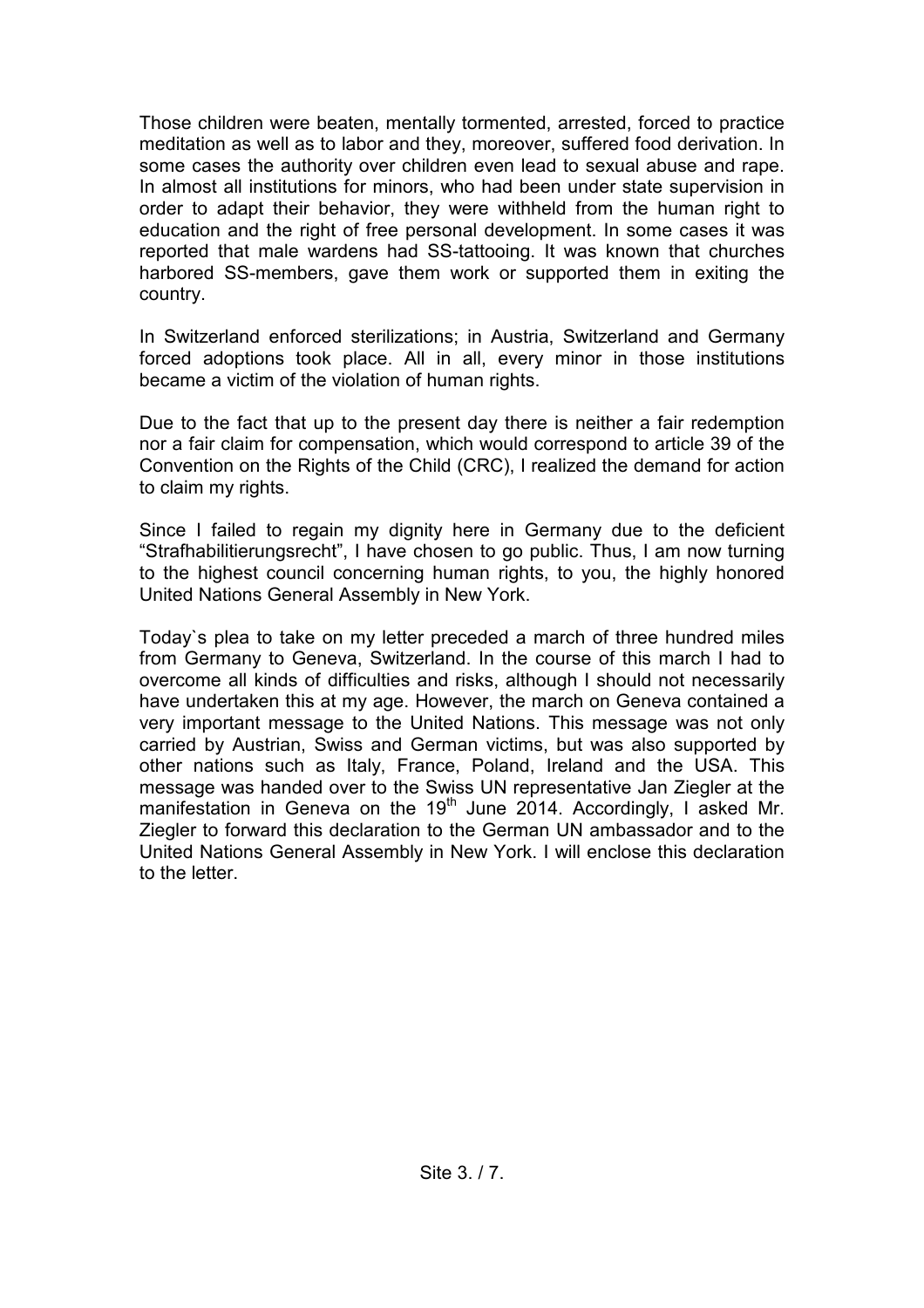Those children were beaten, mentally tormented, arrested, forced to practice meditation as well as to labor and they, moreover, suffered food derivation. In some cases the authority over children even lead to sexual abuse and rape. In almost all institutions for minors, who had been under state supervision in order to adapt their behavior, they were withheld from the human right to education and the right of free personal development. In some cases it was reported that male wardens had SS-tattooing. It was known that churches harbored SS-members, gave them work or supported them in exiting the country.

In Switzerland enforced sterilizations; in Austria, Switzerland and Germany forced adoptions took place. All in all, every minor in those institutions became a victim of the violation of human rights.

Due to the fact that up to the present day there is neither a fair redemption nor a fair claim for compensation, which would correspond to article 39 of the Convention on the Rights of the Child (CRC), I realized the demand for action to claim my rights.

Since I failed to regain my dignity here in Germany due to the deficient "Strafhabilitierungsrecht", I have chosen to go public. Thus, I am now turning to the highest council concerning human rights, to you, the highly honored United Nations General Assembly in New York.

Today`s plea to take on my letter preceded a march of three hundred miles from Germany to Geneva, Switzerland. In the course of this march I had to overcome all kinds of difficulties and risks, although I should not necessarily have undertaken this at my age. However, the march on Geneva contained a very important message to the United Nations. This message was not only carried by Austrian, Swiss and German victims, but was also supported by other nations such as Italy, France, Poland, Ireland and the USA. This message was handed over to the Swiss UN representative Jan Ziegler at the manifestation in Geneva on the 19th June 2014. Accordingly, I asked Mr. Ziegler to forward this declaration to the German UN ambassador and to the United Nations General Assembly in New York. I will enclose this declaration to the letter.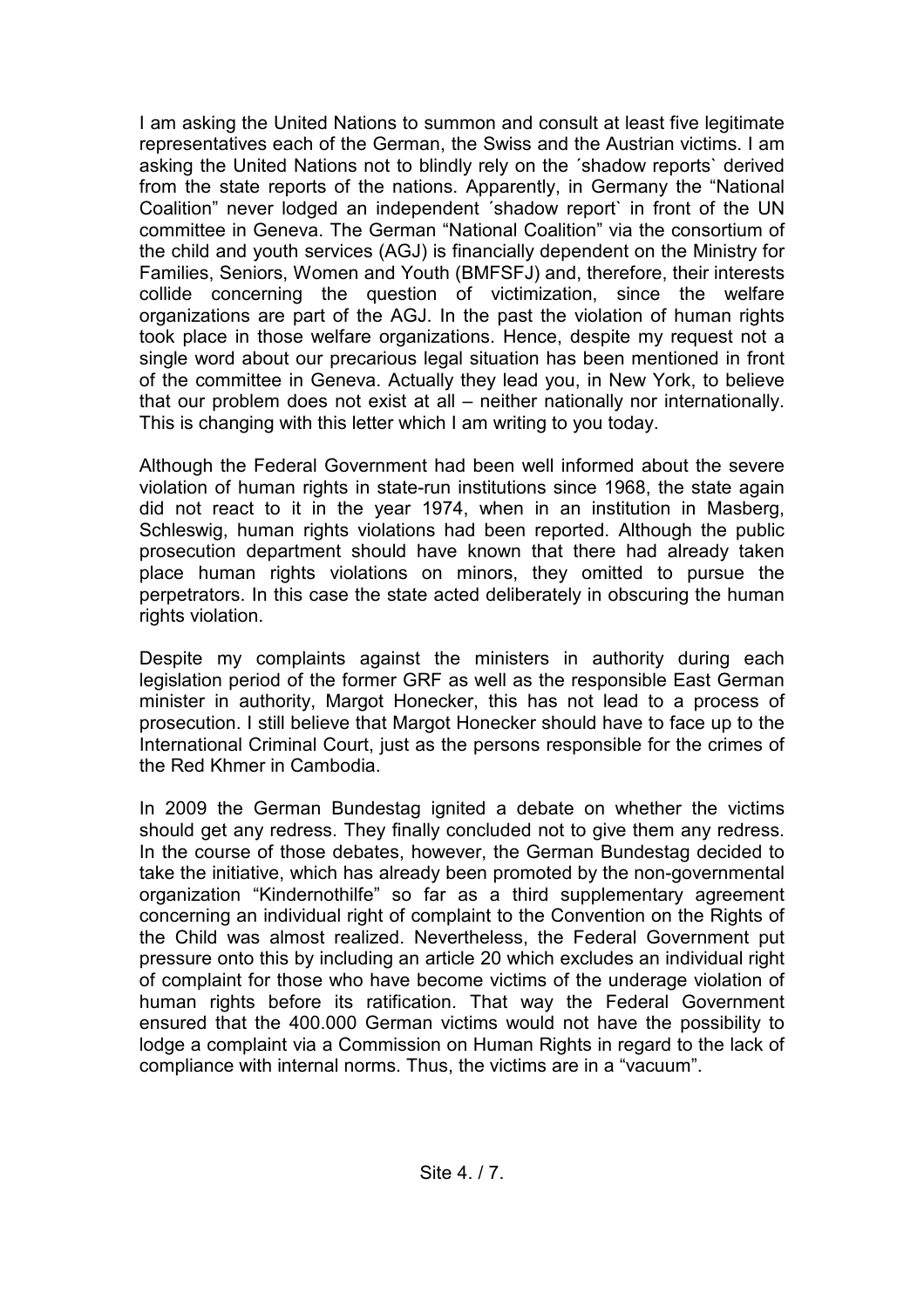I am asking the United Nations to summon and consult at least five legitimate representatives each of the German, the Swiss and the Austrian victims. I am asking the United Nations not to blindly rely on the ´shadow reports` derived from the state reports of the nations. Apparently, in Germany the "National Coalition" never lodged an independent ´shadow report` in front of the UN committee in Geneva. The German "National Coalition" via the consortium of the child and youth services (AGJ) is financially dependent on the Ministry for Families, Seniors, Women and Youth (BMFSFJ) and, therefore, their interests collide concerning the question of victimization, since the welfare organizations are part of the AGJ. In the past the violation of human rights took place in those welfare organizations. Hence, despite my request not a single word about our precarious legal situation has been mentioned in front of the committee in Geneva. Actually they lead you, in New York, to believe that our problem does not exist at all – neither nationally nor internationally. This is changing with this letter which I am writing to you today.

Although the Federal Government had been well informed about the severe violation of human rights in state-run institutions since 1968, the state again did not react to it in the year 1974, when in an institution in Masberg, Schleswig, human rights violations had been reported. Although the public prosecution department should have known that there had already taken place human rights violations on minors, they omitted to pursue the perpetrators. In this case the state acted deliberately in obscuring the human rights violation.

Despite my complaints against the ministers in authority during each legislation period of the former GRF as well as the responsible East German minister in authority, Margot Honecker, this has not lead to a process of prosecution. I still believe that Margot Honecker should have to face up to the International Criminal Court, just as the persons responsible for the crimes of the Red Khmer in Cambodia.

In 2009 the German Bundestag ignited a debate on whether the victims should get any redress. They finally concluded not to give them any redress. In the course of those debates, however, the German Bundestag decided to take the initiative, which has already been promoted by the non-governmental organization "Kindernothilfe" so far as a third supplementary agreement concerning an individual right of complaint to the Convention on the Rights of the Child was almost realized. Nevertheless, the Federal Government put pressure onto this by including an article 20 which excludes an individual right of complaint for those who have become victims of the underage violation of human rights before its ratification. That way the Federal Government ensured that the 400.000 German victims would not have the possibility to lodge a complaint via a Commission on Human Rights in regard to the lack of compliance with internal norms. Thus, the victims are in a "vacuum".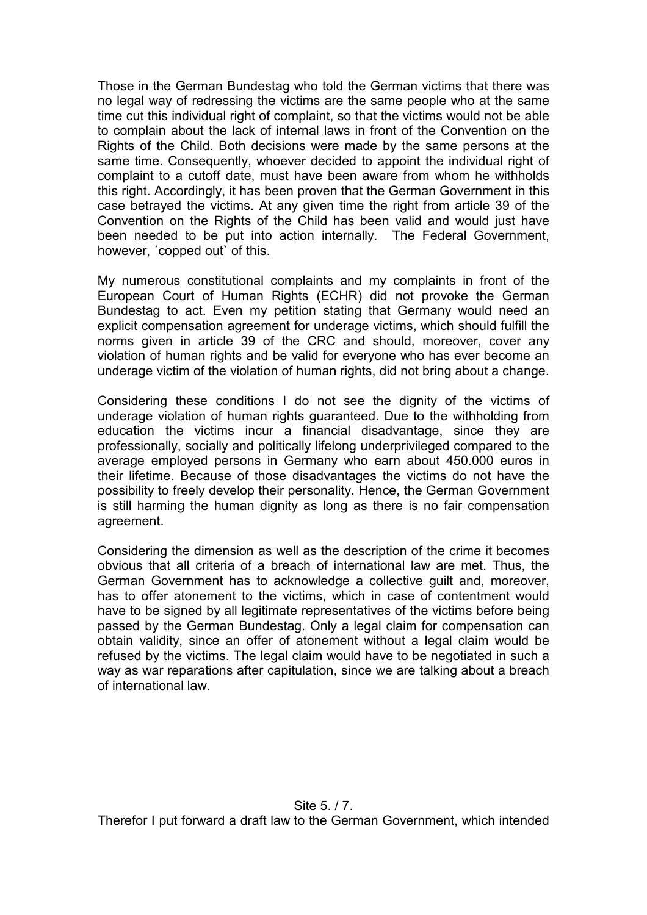Those in the German Bundestag who told the German victims that there was no legal way of redressing the victims are the same people who at the same time cut this individual right of complaint, so that the victims would not be able to complain about the lack of internal laws in front of the Convention on the Rights of the Child. Both decisions were made by the same persons at the same time. Consequently, whoever decided to appoint the individual right of complaint to a cutoff date, must have been aware from whom he withholds this right. Accordingly, it has been proven that the German Government in this case betrayed the victims. At any given time the right from article 39 of the Convention on the Rights of the Child has been valid and would just have been needed to be put into action internally. The Federal Government, however, ´copped out` of this.

My numerous constitutional complaints and my complaints in front of the European Court of Human Rights (ECHR) did not provoke the German Bundestag to act. Even my petition stating that Germany would need an explicit compensation agreement for underage victims, which should fulfill the norms given in article 39 of the CRC and should, moreover, cover any violation of human rights and be valid for everyone who has ever become an underage victim of the violation of human rights, did not bring about a change.

Considering these conditions I do not see the dignity of the victims of underage violation of human rights guaranteed. Due to the withholding from education the victims incur a financial disadvantage, since they are professionally, socially and politically lifelong underprivileged compared to the average employed persons in Germany who earn about 450.000 euros in their lifetime. Because of those disadvantages the victims do not have the possibility to freely develop their personality. Hence, the German Government is still harming the human dignity as long as there is no fair compensation agreement.

Considering the dimension as well as the description of the crime it becomes obvious that all criteria of a breach of international law are met. Thus, the German Government has to acknowledge a collective guilt and, moreover, has to offer atonement to the victims, which in case of contentment would have to be signed by all legitimate representatives of the victims before being passed by the German Bundestag. Only a legal claim for compensation can obtain validity, since an offer of atonement without a legal claim would be refused by the victims. The legal claim would have to be negotiated in such a way as war reparations after capitulation, since we are talking about a breach of international law.

Therefor I put forward a draft law to the German Government, which intended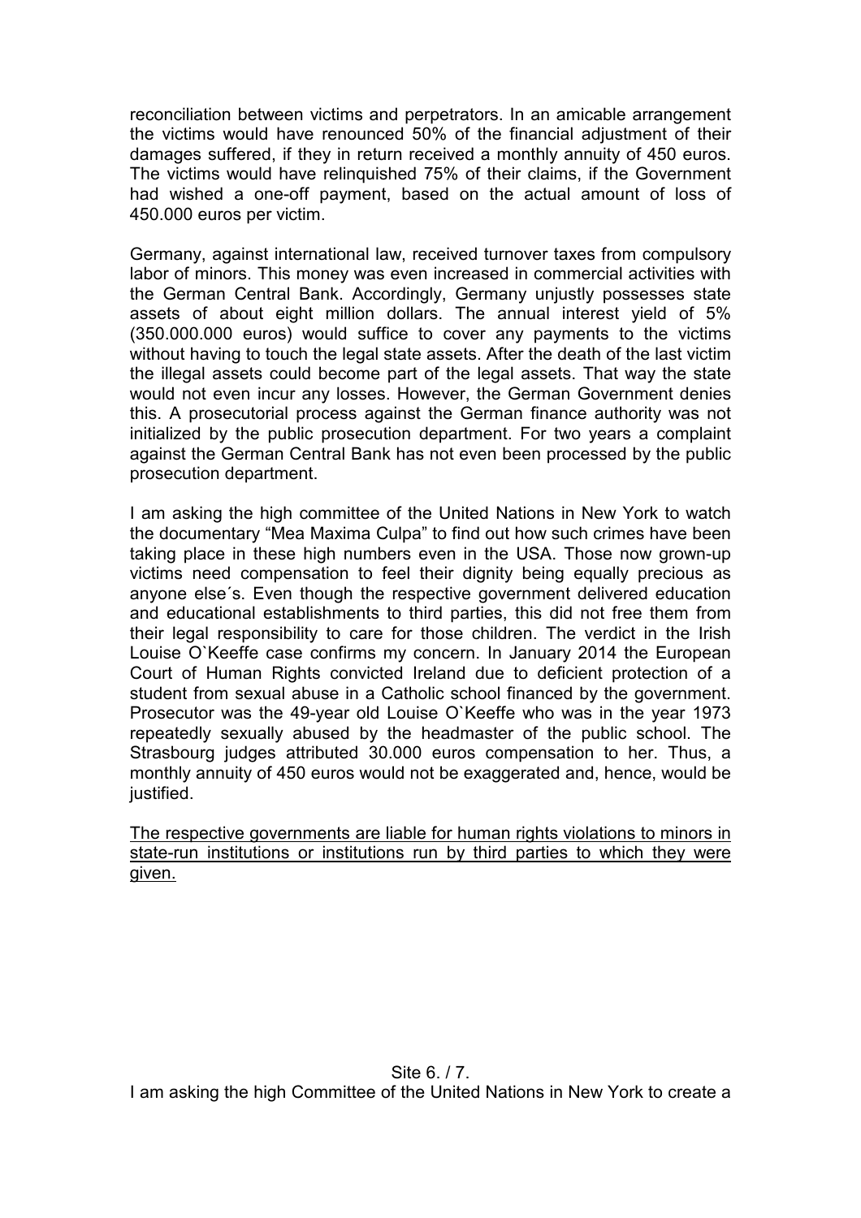reconciliation between victims and perpetrators. In an amicable arrangement the victims would have renounced 50% of the financial adjustment of their damages suffered, if they in return received a monthly annuity of 450 euros. The victims would have relinquished 75% of their claims, if the Government had wished a one-off payment, based on the actual amount of loss of 450.000 euros per victim.

Germany, against international law, received turnover taxes from compulsory labor of minors. This money was even increased in commercial activities with the German Central Bank. Accordingly, Germany unjustly possesses state assets of about eight million dollars. The annual interest yield of 5% (350.000.000 euros) would suffice to cover any payments to the victims without having to touch the legal state assets. After the death of the last victim the illegal assets could become part of the legal assets. That way the state would not even incur any losses. However, the German Government denies this. A prosecutorial process against the German finance authority was not initialized by the public prosecution department. For two years a complaint against the German Central Bank has not even been processed by the public prosecution department.

I am asking the high committee of the United Nations in New York to watch the documentary "Mea Maxima Culpa" to find out how such crimes have been taking place in these high numbers even in the USA. Those now grown-up victims need compensation to feel their dignity being equally precious as anyone else´s. Even though the respective government delivered education and educational establishments to third parties, this did not free them from their legal responsibility to care for those children. The verdict in the Irish Louise O`Keeffe case confirms my concern. In January 2014 the European Court of Human Rights convicted Ireland due to deficient protection of a student from sexual abuse in a Catholic school financed by the government. Prosecutor was the 49-year old Louise O`Keeffe who was in the year 1973 repeatedly sexually abused by the headmaster of the public school. The Strasbourg judges attributed 30.000 euros compensation to her. Thus, a monthly annuity of 450 euros would not be exaggerated and, hence, would be justified.

<u>The respective governments are liable for human rights violations to minors in state-run institutions or institutions run by third parties to which they were given.</u>

I am asking the high Committee of the United Nations in New York to create a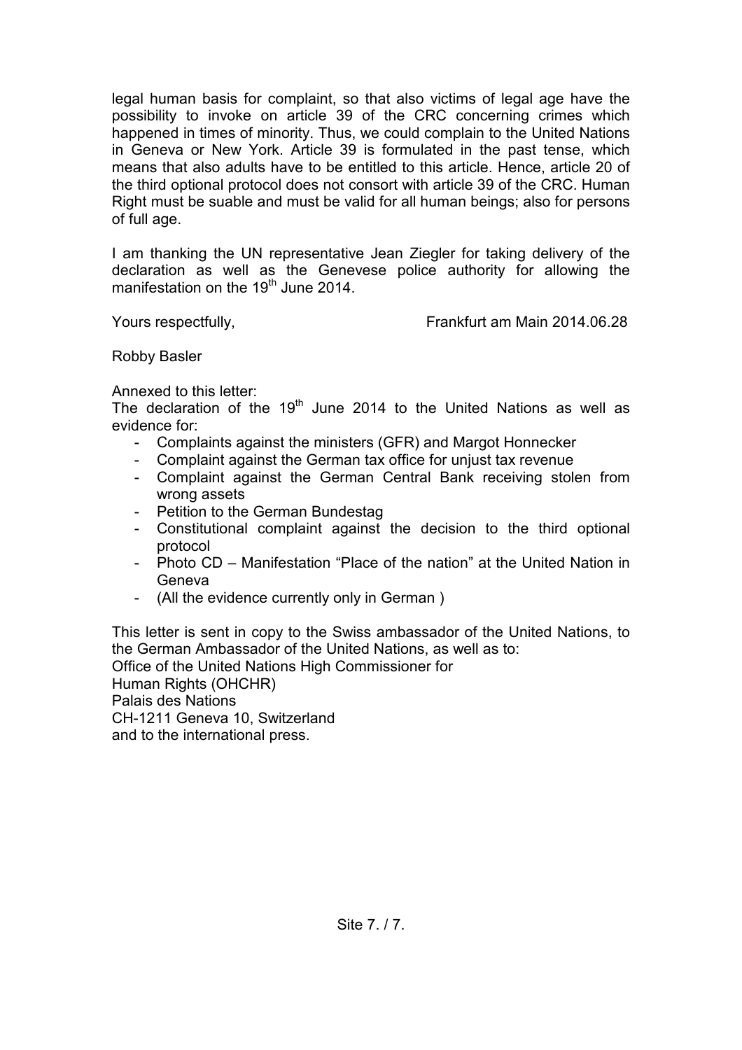legal human basis for complaint, so that also victims of legal age have the possibility to invoke on article 39 of the CRC concerning crimes which happened in times of minority. Thus, we could complain to the United Nations in Geneva or New York. Article 39 is formulated in the past tense, which means that also adults have to be entitled to this article. Hence, article 20 of the third optional protocol does not consort with article 39 of the CRC. Human Right must be suable and must be valid for all human beings; also for persons of full age.

I am thanking the UN representative Jean Ziegler for taking delivery of the declaration as well as the Genevese police authority for allowing the manifestation on the 19th June 2014.

Yours respectfully, Frankfurt am Main 2014.06.28

Robby Basler

Annexed to this letter:
The declaration of the 19th June 2014 to the United Nations as well as evidence for:

- Complaints against the ministers (GFR) and Margot Honnecker
- Complaint against the German tax office for unjust tax revenue
- Complaint against the German Central Bank receiving stolen from wrong assets
- Petition to the German Bundestag
- Constitutional complaint against the decision to the third optional protocol
- Photo CD – Manifestation “Place of the nation” at the United Nation in Geneva
- (All the evidence currently only in German )

This letter is sent in copy to the Swiss ambassador of the United Nations, to the German Ambassador of the United Nations, as well as to:
Office of the United Nations High Commissioner for
Human Rights (OHCHR)
Palais des Nations
CH-1211 Geneva 10, Switzerland
and to the international press.